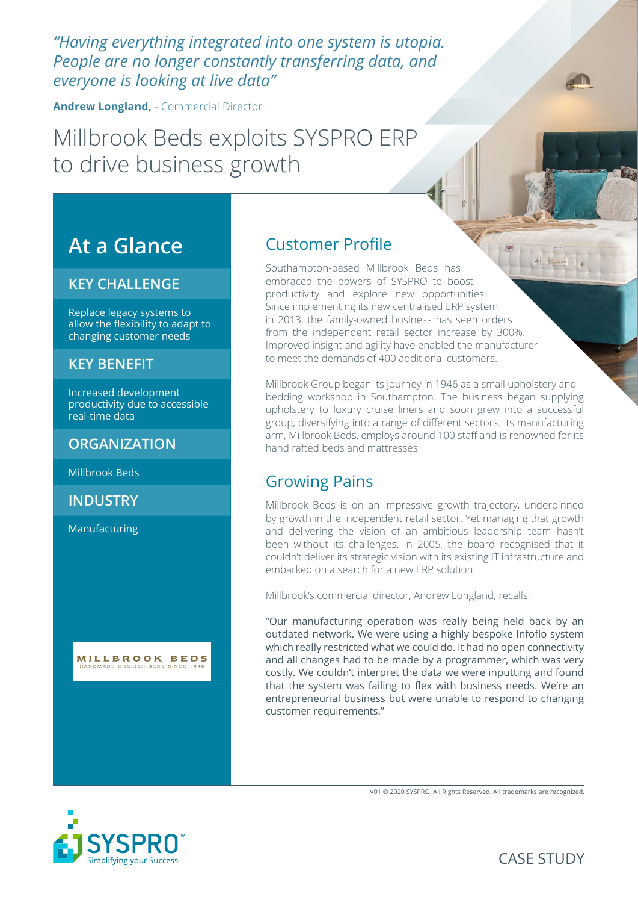*"Having everything integrated into one system is utopia. People are no longer constantly transferring data, and everyone is looking at live data"*

**Andrew Longland,** - Commercial Director

# Millbrook Beds exploits SYSPRO ERP to drive business growth

## At a Glance

### KEY CHALLENGE

Replace legacy systems to allow the flexibility to adapt to changing customer needs

### KEY BENEFIT

Increased development productivity due to accessible real-time data

### ORGANIZATION

Millbrook Beds

### INDUSTRY

Manufacturing

MILLBROOK BEDS
HANDMADE ENGLISH BEDS SINCE 1946

## Customer Profile

Southampton-based Millbrook Beds has embraced the powers of SYSPRO to boost productivity and explore new opportunities. Since implementing its new centralised ERP system in 2013, the family-owned business has seen orders from the independent retail sector increase by 300%. Improved insight and agility have enabled the manufacturer to meet the demands of 400 additional customers.

Millbrook Group began its journey in 1946 as a small upholstery and bedding workshop in Southampton. The business began supplying upholstery to luxury cruise liners and soon grew into a successful group, diversifying into a range of different sectors. Its manufacturing arm, Millbrook Beds, employs around 100 staff and is renowned for its hand rafted beds and mattresses.

## Growing Pains

Millbrook Beds is on an impressive growth trajectory, underpinned by growth in the independent retail sector. Yet managing that growth and delivering the vision of an ambitious leadership team hasn't been without its challenges. In 2005, the board recognised that it couldn't deliver its strategic vision with its existing IT infrastructure and embarked on a search for a new ERP solution.

Millbrook's commercial director, Andrew Longland, recalls:

"Our manufacturing operation was really being held back by an outdated network. We were using a highly bespoke Infoflo system which really restricted what we could do. It had no open connectivity and all changes had to be made by a programmer, which was very costly. We couldn't interpret the data we were inputting and found that the system was failing to flex with business needs. We're an entrepreneurial business but were unable to respond to changing customer requirements."

V01 © 2020 SYSPRO. All Rights Reserved. All trademarks are recognized.

SYSPRO™ Simplifying your Success

CASE STUDY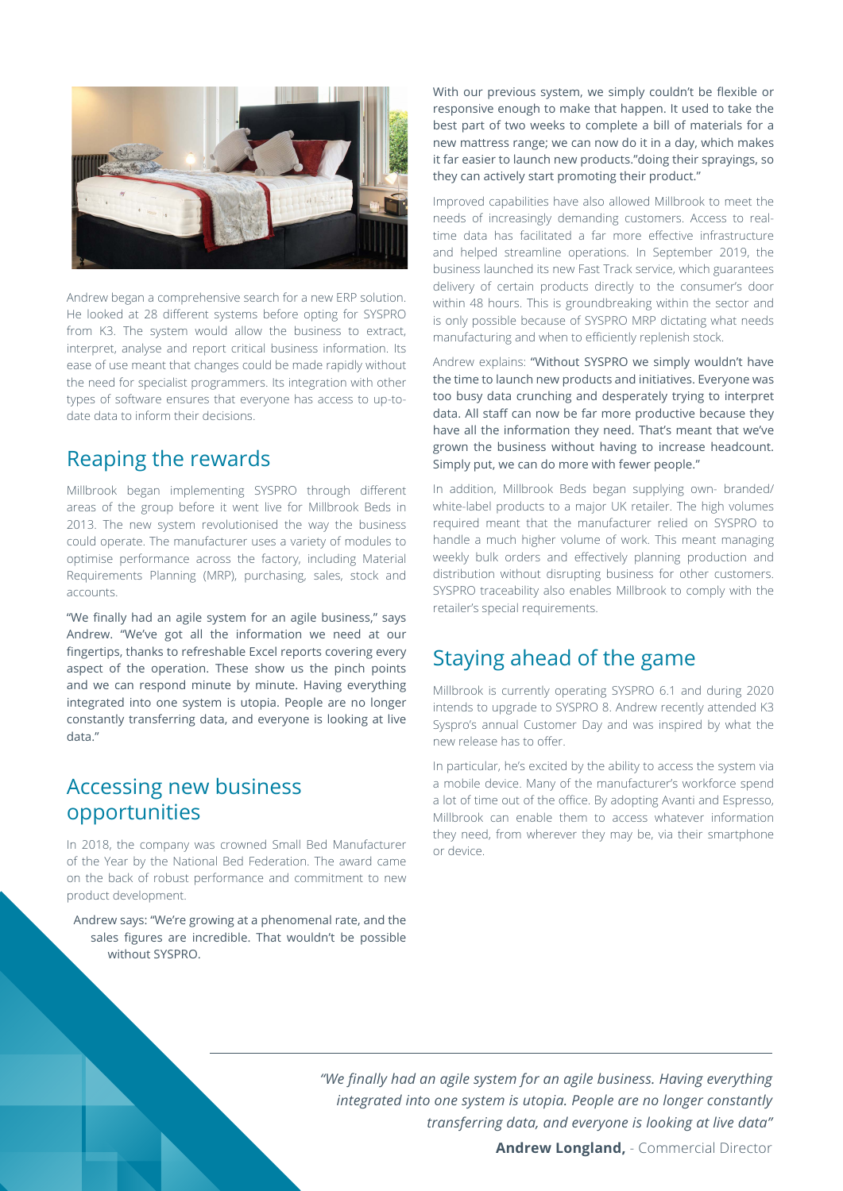Andrew began a comprehensive search for a new ERP solution. He looked at 28 different systems before opting for SYSPRO from K3. The system would allow the business to extract, interpret, analyse and report critical business information. Its ease of use meant that changes could be made rapidly without the need for specialist programmers. Its integration with other types of software ensures that everyone has access to up-to-date data to inform their decisions.

## Reaping the rewards

Millbrook began implementing SYSPRO through different areas of the group before it went live for Millbrook Beds in 2013. The new system revolutionised the way the business could operate. The manufacturer uses a variety of modules to optimise performance across the factory, including Material Requirements Planning (MRP), purchasing, sales, stock and accounts.

"We finally had an agile system for an agile business," says Andrew. "We've got all the information we need at our fingertips, thanks to refreshable Excel reports covering every aspect of the operation. These show us the pinch points and we can respond minute by minute. Having everything integrated into one system is utopia. People are no longer constantly transferring data, and everyone is looking at live data."

## Accessing new business opportunities

In 2018, the company was crowned Small Bed Manufacturer of the Year by the National Bed Federation. The award came on the back of robust performance and commitment to new product development.

Andrew says: "We're growing at a phenomenal rate, and the sales figures are incredible. That wouldn't be possible without SYSPRO. With our previous system, we simply couldn't be flexible or responsive enough to make that happen. It used to take the best part of two weeks to complete a bill of materials for a new mattress range; we can now do it in a day, which makes it far easier to launch new products."doing their sprayings, so they can actively start promoting their product."

Improved capabilities have also allowed Millbrook to meet the needs of increasingly demanding customers. Access to real-time data has facilitated a far more effective infrastructure and helped streamline operations. In September 2019, the business launched its new Fast Track service, which guarantees delivery of certain products directly to the consumer's door within 48 hours. This is groundbreaking within the sector and is only possible because of SYSPRO MRP dictating what needs manufacturing and when to efficiently replenish stock.

Andrew explains: "Without SYSPRO we simply wouldn't have the time to launch new products and initiatives. Everyone was too busy data crunching and desperately trying to interpret data. All staff can now be far more productive because they have all the information they need. That's meant that we've grown the business without having to increase headcount. Simply put, we can do more with fewer people."

In addition, Millbrook Beds began supplying own- branded/ white-label products to a major UK retailer. The high volumes required meant that the manufacturer relied on SYSPRO to handle a much higher volume of work. This meant managing weekly bulk orders and effectively planning production and distribution without disrupting business for other customers. SYSPRO traceability also enables Millbrook to comply with the retailer's special requirements.

## Staying ahead of the game

Millbrook is currently operating SYSPRO 6.1 and during 2020 intends to upgrade to SYSPRO 8. Andrew recently attended K3 Syspro's annual Customer Day and was inspired by what the new release has to offer.

In particular, he's excited by the ability to access the system via a mobile device. Many of the manufacturer's workforce spend a lot of time out of the office. By adopting Avanti and Espresso, Millbrook can enable them to access whatever information they need, from wherever they may be, via their smartphone or device.

*"We finally had an agile system for an agile business. Having everything integrated into one system is utopia. People are no longer constantly transferring data, and everyone is looking at live data"*

**Andrew Longland,** - Commercial Director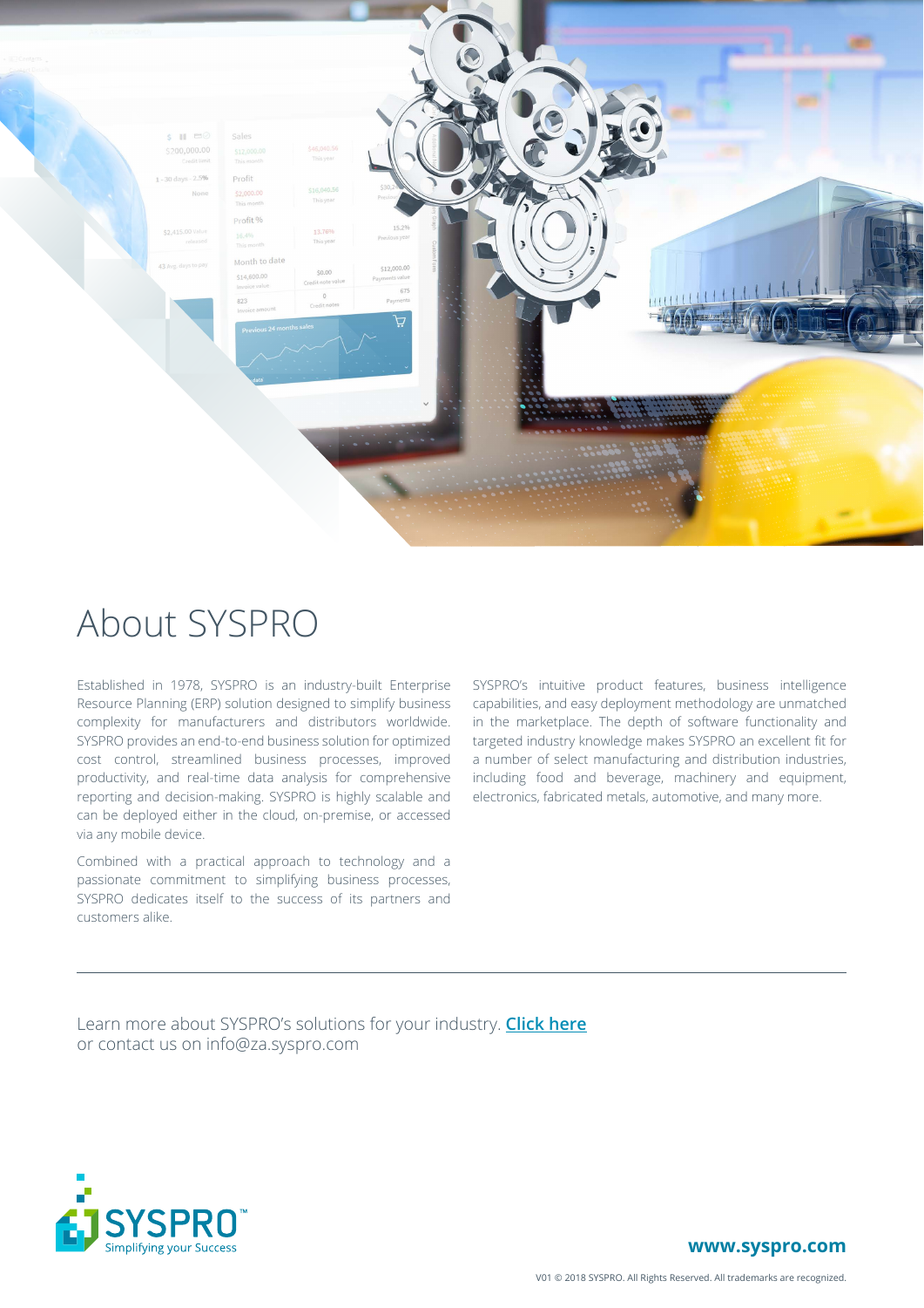# About SYSPRO

Established in 1978, SYSPRO is an industry-built Enterprise Resource Planning (ERP) solution designed to simplify business complexity for manufacturers and distributors worldwide. SYSPRO provides an end-to-end business solution for optimized cost control, streamlined business processes, improved productivity, and real-time data analysis for comprehensive reporting and decision-making. SYSPRO is highly scalable and can be deployed either in the cloud, on-premise, or accessed via any mobile device.

Combined with a practical approach to technology and a passionate commitment to simplifying business processes, SYSPRO dedicates itself to the success of its partners and customers alike.

SYSPRO's intuitive product features, business intelligence capabilities, and easy deployment methodology are unmatched in the marketplace. The depth of software functionality and targeted industry knowledge makes SYSPRO an excellent fit for a number of select manufacturing and distribution industries, including food and beverage, machinery and equipment, electronics, fabricated metals, automotive, and many more.

---

Learn more about SYSPRO's solutions for your industry. **Click here**
or contact us on info@za.syspro.com

SYSPRO™ Simplifying your Success

**www.syspro.com**

V01 © 2018 SYSPRO. All Rights Reserved. All trademarks are recognized.